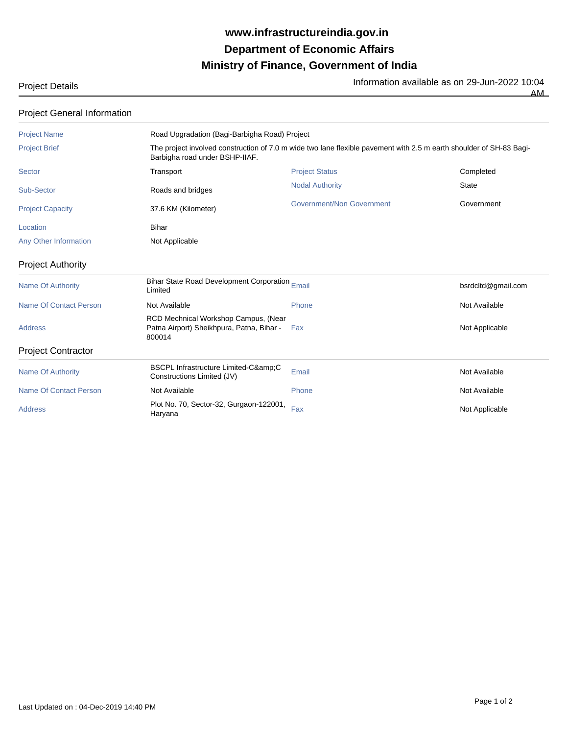# www.infrastructureindia.gov.in
# Department of Economic Affairs
# Ministry of Finance, Government of India

Project Details

Information available as on 29-Jun-2022 10:04 AM

## Project General Information

| | | | |
|---|---|---|---|
| Project Name | Road Upgradation (Bagi-Barbigha Road) Project | | |
| Project Brief | The project involved construction of 7.0 m wide two lane flexible pavement with 2.5 m earth shoulder of SH-83 Bagi-Barbigha road under BSHP-IIAF. | | |
| Sector | Transport | Project Status | Completed |
| Sub-Sector | Roads and bridges | Nodal Authority | State |
| Project Capacity | 37.6 KM (Kilometer) | Government/Non Government | Government |
| Location | Bihar | | |
| Any Other Information | Not Applicable | | |

## Project Authority

| | | | |
|---|---|---|---|
| Name Of Authority | Bihar State Road Development Corporation Limited | Email | bsrdcltd@gmail.com |
| Name Of Contact Person | Not Available | Phone | Not Available |
| Address | RCD Mechnical Workshop Campus, (Near Patna Airport) Sheikhpura, Patna, Bihar - 800014 | Fax | Not Applicable |

## Project Contractor

| | | | |
|---|---|---|---|
| Name Of Authority | BSCPL Infrastructure Limited-C&amp;C Constructions Limited (JV) | Email | Not Available |
| Name Of Contact Person | Not Available | Phone | Not Available |
| Address | Plot No. 70, Sector-32, Gurgaon-122001, Haryana | Fax | Not Applicable |

Last Updated on : 04-Dec-2019 14:40 PM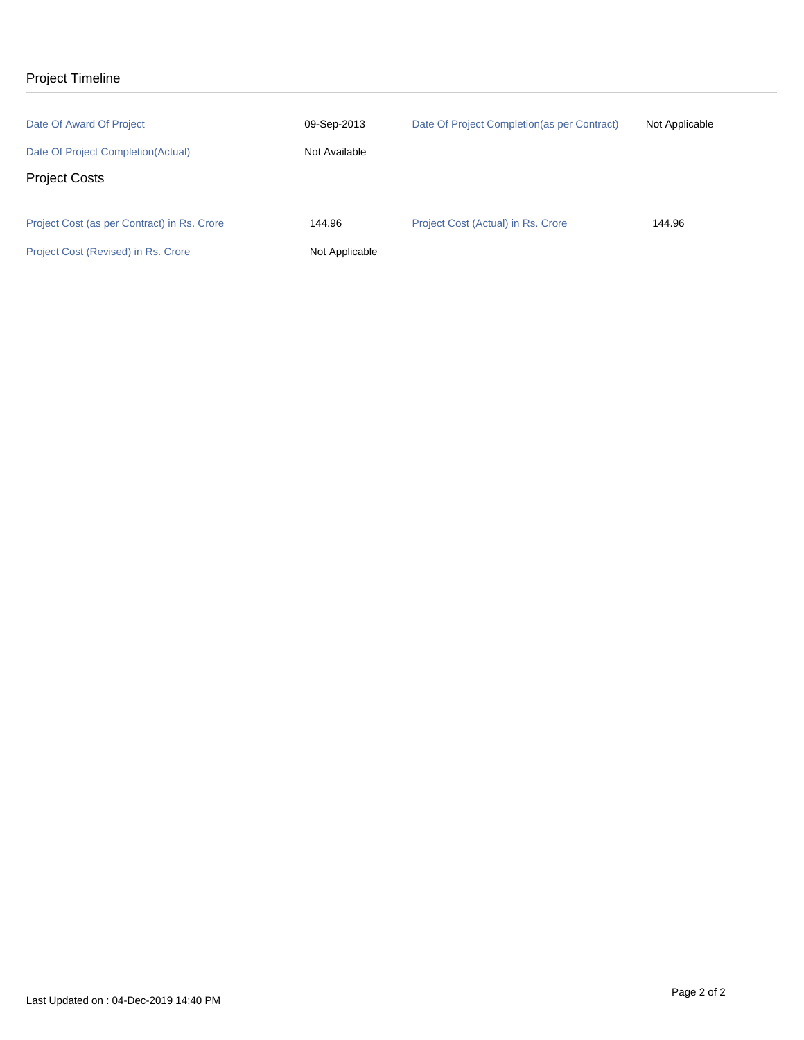## Project Timeline

| | | | |
|---|---|---|---|
| Date Of Award Of Project | 09-Sep-2013 | Date Of Project Completion(as per Contract) | Not Applicable |
| Date Of Project Completion(Actual) | Not Available | | |

## Project Costs

| | | | |
|---|---|---|---|
| Project Cost (as per Contract) in Rs. Crore | 144.96 | Project Cost (Actual) in Rs. Crore | 144.96 |
| Project Cost (Revised) in Rs. Crore | Not Applicable | | |

Last Updated on : 04-Dec-2019 14:40 PM